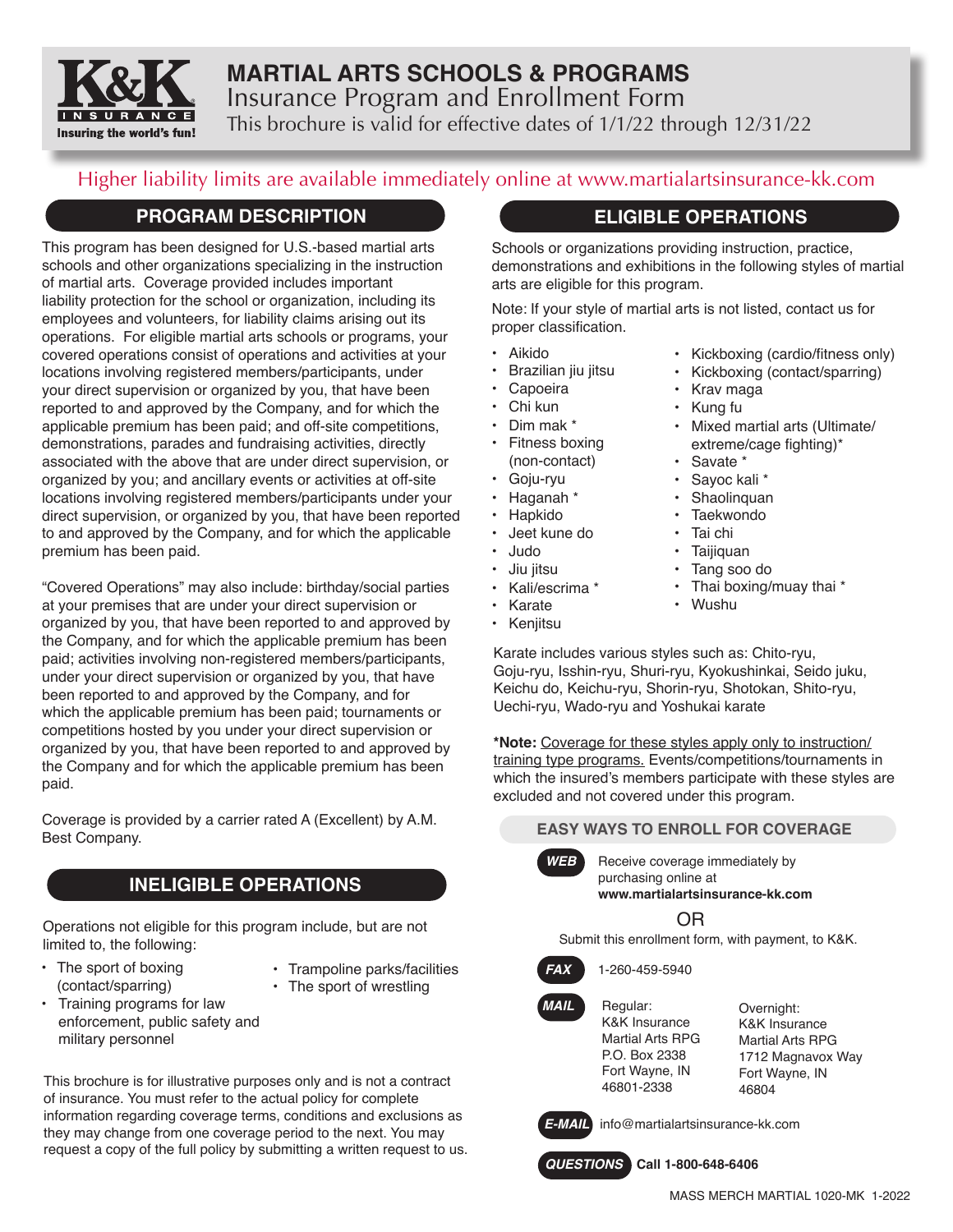K&K INSURANCE
Insuring the world's fun!

# MARTIAL ARTS SCHOOLS & PROGRAMS

Insurance Program and Enrollment Form

This brochure is valid for effective dates of 1/1/22 through 12/31/22

Higher liability limits are available immediately online at www.martialartsinsurance-kk.com

## PROGRAM DESCRIPTION

This program has been designed for U.S.-based martial arts schools and other organizations specializing in the instruction of martial arts. Coverage provided includes important liability protection for the school or organization, including its employees and volunteers, for liability claims arising out its operations. For eligible martial arts schools or programs, your covered operations consist of operations and activities at your locations involving registered members/participants, under your direct supervision or organized by you, that have been reported to and approved by the Company, and for which the applicable premium has been paid; and off-site competitions, demonstrations, parades and fundraising activities, directly associated with the above that are under direct supervision, or organized by you; and ancillary events or activities at off-site locations involving registered members/participants under your direct supervision, or organized by you, that have been reported to and approved by the Company, and for which the applicable premium has been paid.

"Covered Operations" may also include: birthday/social parties at your premises that are under your direct supervision or organized by you, that have been reported to and approved by the Company, and for which the applicable premium has been paid; activities involving non-registered members/participants, under your direct supervision or organized by you, that have been reported to and approved by the Company, and for which the applicable premium has been paid; tournaments or competitions hosted by you under your direct supervision or organized by you, that have been reported to and approved by the Company and for which the applicable premium has been paid.

Coverage is provided by a carrier rated A (Excellent) by A.M. Best Company.

## INELIGIBLE OPERATIONS

Operations not eligible for this program include, but are not limited to, the following:

- The sport of boxing (contact/sparring)
- Training programs for law enforcement, public safety and military personnel
- Trampoline parks/facilities
- The sport of wrestling

This brochure is for illustrative purposes only and is not a contract of insurance. You must refer to the actual policy for complete information regarding coverage terms, conditions and exclusions as they may change from one coverage period to the next. You may request a copy of the full policy by submitting a written request to us.

## ELIGIBLE OPERATIONS

Schools or organizations providing instruction, practice, demonstrations and exhibitions in the following styles of martial arts are eligible for this program.

Note: If your style of martial arts is not listed, contact us for proper classification.

- Aikido
- Brazilian jiu jitsu
- Capoeira
- Chi kun
- Dim mak *
- Fitness boxing (non-contact)
- Goju-ryu
- Haganah *
- Hapkido
- Jeet kune do
- Judo
- Jiu jitsu
- Kali/escrima *
- Karate
- Kenjitsu
- Kickboxing (cardio/fitness only)
- Kickboxing (contact/sparring)
- Krav maga
- Kung fu
- Mixed martial arts (Ultimate/extreme/cage fighting)*
- Savate *
- Sayoc kali *
- Shaolinquan
- Taekwondo
- Tai chi
- Taijiquan
- Tang soo do
- Thai boxing/muay thai *
- Wushu

Karate includes various styles such as: Chito-ryu, Goju-ryu, Isshin-ryu, Shuri-ryu, Kyokushinkai, Seido juku, Keichu do, Keichu-ryu, Shorin-ryu, Shotokan, Shito-ryu, Uechi-ryu, Wado-ryu and Yoshukai karate

**\*Note:** Coverage for these styles apply only to instruction/training type programs. Events/competitions/tournaments in which the insured's members participate with these styles are excluded and not covered under this program.

### EASY WAYS TO ENROLL FOR COVERAGE

**WEB** Receive coverage immediately by purchasing online at **www.martialartsinsurance-kk.com**

OR

Submit this enrollment form, with payment, to K&K.

**FAX** 1-260-459-5940

**MAIL**

Regular:
K&K Insurance
Martial Arts RPG
P.O. Box 2338
Fort Wayne, IN
46801-2338

Overnight:
K&K Insurance
Martial Arts RPG
1712 Magnavox Way
Fort Wayne, IN
46804

**E-MAIL** info@martialartsinsurance-kk.com

**QUESTIONS** **Call 1-800-648-6406**

MASS MERCH MARTIAL 1020-MK 1-2022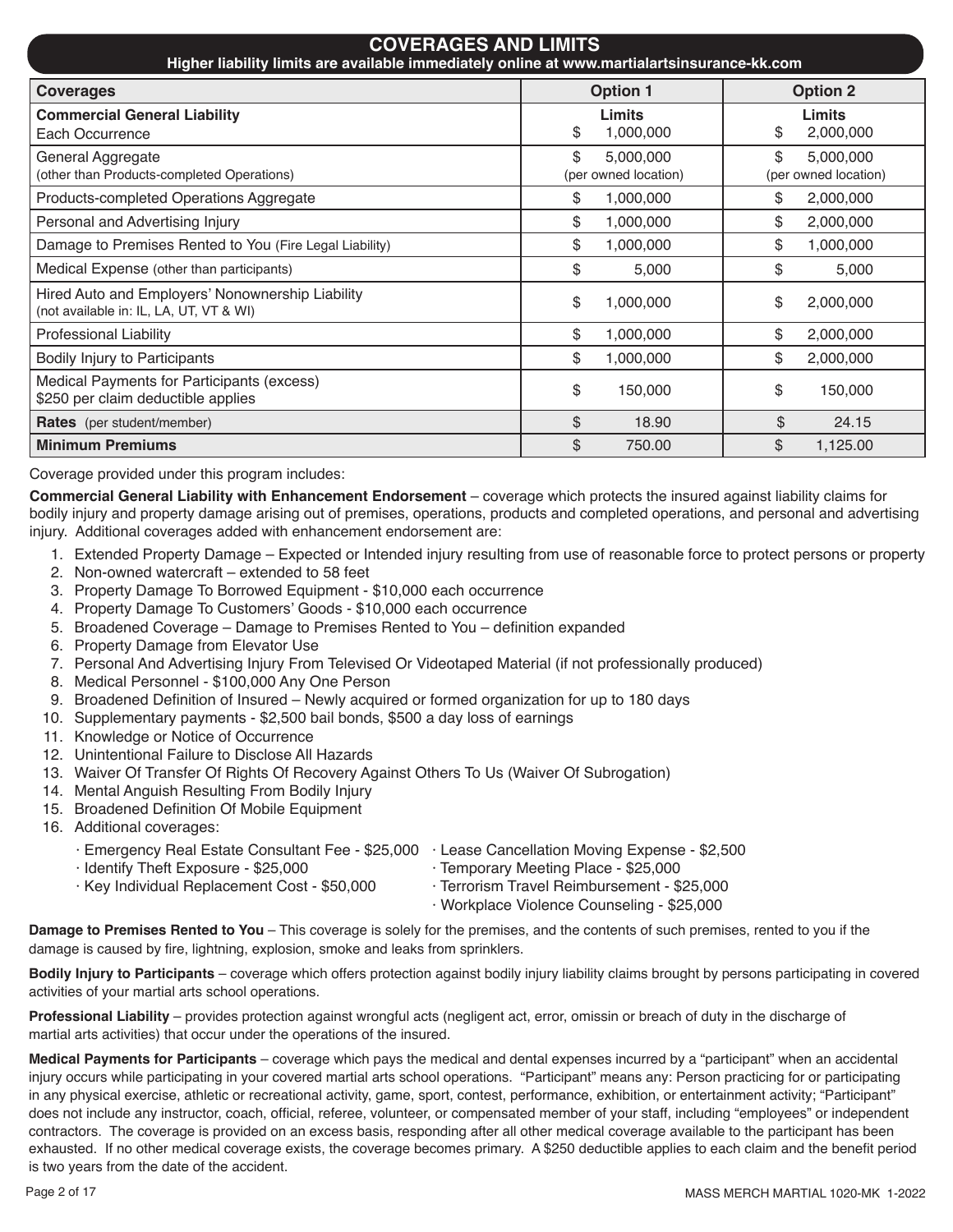## COVERAGES AND LIMITS

**Higher liability limits are available immediately online at www.martialartsinsurance-kk.com**

| Coverages | Option 1 | Option 2 |
|---|---|---|
| **Commercial General Liability**<br>Each Occurrence | **Limits**<br>$ 1,000,000 | **Limits**<br>$ 2,000,000 |
| General Aggregate<br>(other than Products-completed Operations) | $ 5,000,000<br>(per owned location) | $ 5,000,000<br>(per owned location) |
| Products-completed Operations Aggregate | $ 1,000,000 | $ 2,000,000 |
| Personal and Advertising Injury | $ 1,000,000 | $ 2,000,000 |
| Damage to Premises Rented to You (Fire Legal Liability) | $ 1,000,000 | $ 1,000,000 |
| Medical Expense (other than participants) | $ 5,000 | $ 5,000 |
| Hired Auto and Employers' Nonownership Liability<br>(not available in: IL, LA, UT, VT & WI) | $ 1,000,000 | $ 2,000,000 |
| Professional Liability | $ 1,000,000 | $ 2,000,000 |
| Bodily Injury to Participants | $ 1,000,000 | $ 2,000,000 |
| Medical Payments for Participants (excess)<br>$250 per claim deductible applies | $ 150,000 | $ 150,000 |
| **Rates** (per student/member) | $ 18.90 | $ 24.15 |
| **Minimum Premiums** | $ 750.00 | $ 1,125.00 |

Coverage provided under this program includes:

**Commercial General Liability with Enhancement Endorsement** – coverage which protects the insured against liability claims for bodily injury and property damage arising out of premises, operations, products and completed operations, and personal and advertising injury. Additional coverages added with enhancement endorsement are:

1. Extended Property Damage – Expected or Intended injury resulting from use of reasonable force to protect persons or property
2. Non-owned watercraft – extended to 58 feet
3. Property Damage To Borrowed Equipment - $10,000 each occurrence
4. Property Damage To Customers' Goods - $10,000 each occurrence
5. Broadened Coverage – Damage to Premises Rented to You – definition expanded
6. Property Damage from Elevator Use
7. Personal And Advertising Injury From Televised Or Videotaped Material (if not professionally produced)
8. Medical Personnel - $100,000 Any One Person
9. Broadened Definition of Insured – Newly acquired or formed organization for up to 180 days
10. Supplementary payments - $2,500 bail bonds, $500 a day loss of earnings
11. Knowledge or Notice of Occurrence
12. Unintentional Failure to Disclose All Hazards
13. Waiver Of Transfer Of Rights Of Recovery Against Others To Us (Waiver Of Subrogation)
14. Mental Anguish Resulting From Bodily Injury
15. Broadened Definition Of Mobile Equipment
16. Additional coverages:
    - Emergency Real Estate Consultant Fee - $25,000
    - Identify Theft Exposure - $25,000
    - Key Individual Replacement Cost - $50,000
    - Lease Cancellation Moving Expense - $2,500
    - Temporary Meeting Place - $25,000
    - Terrorism Travel Reimbursement - $25,000
    - Workplace Violence Counseling - $25,000

**Damage to Premises Rented to You** – This coverage is solely for the premises, and the contents of such premises, rented to you if the damage is caused by fire, lightning, explosion, smoke and leaks from sprinklers.

**Bodily Injury to Participants** – coverage which offers protection against bodily injury liability claims brought by persons participating in covered activities of your martial arts school operations.

**Professional Liability** – provides protection against wrongful acts (negligent act, error, omissin or breach of duty in the discharge of martial arts activities) that occur under the operations of the insured.

**Medical Payments for Participants** – coverage which pays the medical and dental expenses incurred by a "participant" when an accidental injury occurs while participating in your covered martial arts school operations. "Participant" means any: Person practicing for or participating in any physical exercise, athletic or recreational activity, game, sport, contest, performance, exhibition, or entertainment activity; "Participant" does not include any instructor, coach, official, referee, volunteer, or compensated member of your staff, including "employees" or independent contractors. The coverage is provided on an excess basis, responding after all other medical coverage available to the participant has been exhausted. If no other medical coverage exists, the coverage becomes primary. A $250 deductible applies to each claim and the benefit period is two years from the date of the accident.

MASS MERCH MARTIAL 1020-MK 1-2022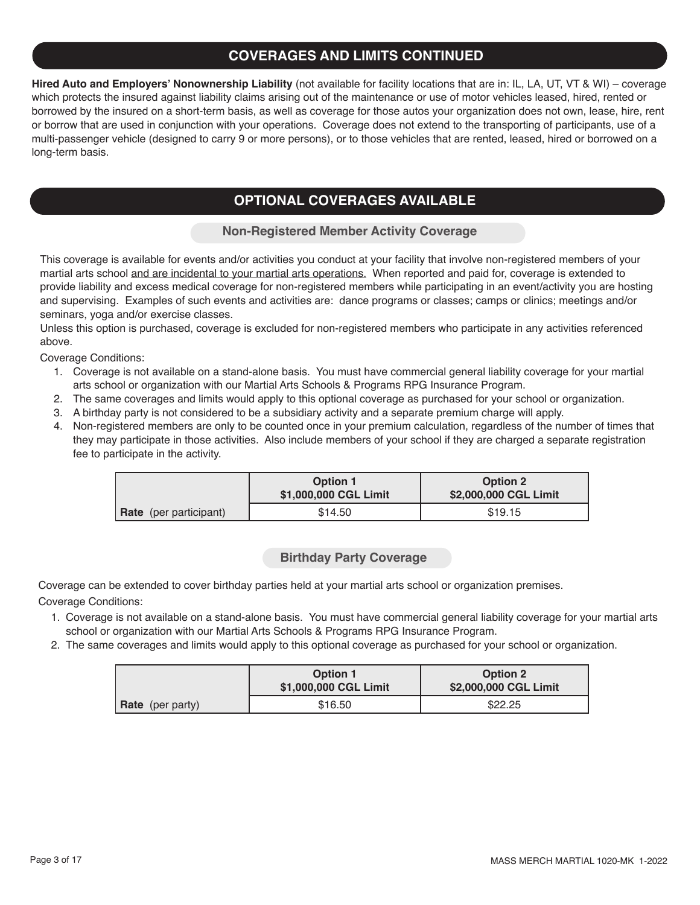## COVERAGES AND LIMITS CONTINUED

**Hired Auto and Employers' Nonownership Liability** (not available for facility locations that are in: IL, LA, UT, VT & WI) – coverage which protects the insured against liability claims arising out of the maintenance or use of motor vehicles leased, hired, rented or borrowed by the insured on a short-term basis, as well as coverage for those autos your organization does not own, lease, hire, rent or borrow that are used in conjunction with your operations. Coverage does not extend to the transporting of participants, use of a multi-passenger vehicle (designed to carry 9 or more persons), or to those vehicles that are rented, leased, hired or borrowed on a long-term basis.

## OPTIONAL COVERAGES AVAILABLE

### Non-Registered Member Activity Coverage

This coverage is available for events and/or activities you conduct at your facility that involve non-registered members of your martial arts school and are incidental to your martial arts operations. When reported and paid for, coverage is extended to provide liability and excess medical coverage for non-registered members while participating in an event/activity you are hosting and supervising. Examples of such events and activities are: dance programs or classes; camps or clinics; meetings and/or seminars, yoga and/or exercise classes.

Unless this option is purchased, coverage is excluded for non-registered members who participate in any activities referenced above.

Coverage Conditions:

1. Coverage is not available on a stand-alone basis. You must have commercial general liability coverage for your martial arts school or organization with our Martial Arts Schools & Programs RPG Insurance Program.
2. The same coverages and limits would apply to this optional coverage as purchased for your school or organization.
3. A birthday party is not considered to be a subsidiary activity and a separate premium charge will apply.
4. Non-registered members are only to be counted once in your premium calculation, regardless of the number of times that they may participate in those activities. Also include members of your school if they are charged a separate registration fee to participate in the activity.

| | Option 1 $1,000,000 CGL Limit | Option 2 $2,000,000 CGL Limit |
|---|---|---|
| **Rate** (per participant) | $14.50 | $19.15 |

### Birthday Party Coverage

Coverage can be extended to cover birthday parties held at your martial arts school or organization premises.

Coverage Conditions:

1. Coverage is not available on a stand-alone basis. You must have commercial general liability coverage for your martial arts school or organization with our Martial Arts Schools & Programs RPG Insurance Program.
2. The same coverages and limits would apply to this optional coverage as purchased for your school or organization.

| | Option 1 $1,000,000 CGL Limit | Option 2 $2,000,000 CGL Limit |
|---|---|---|
| **Rate** (per party) | $16.50 | $22.25 |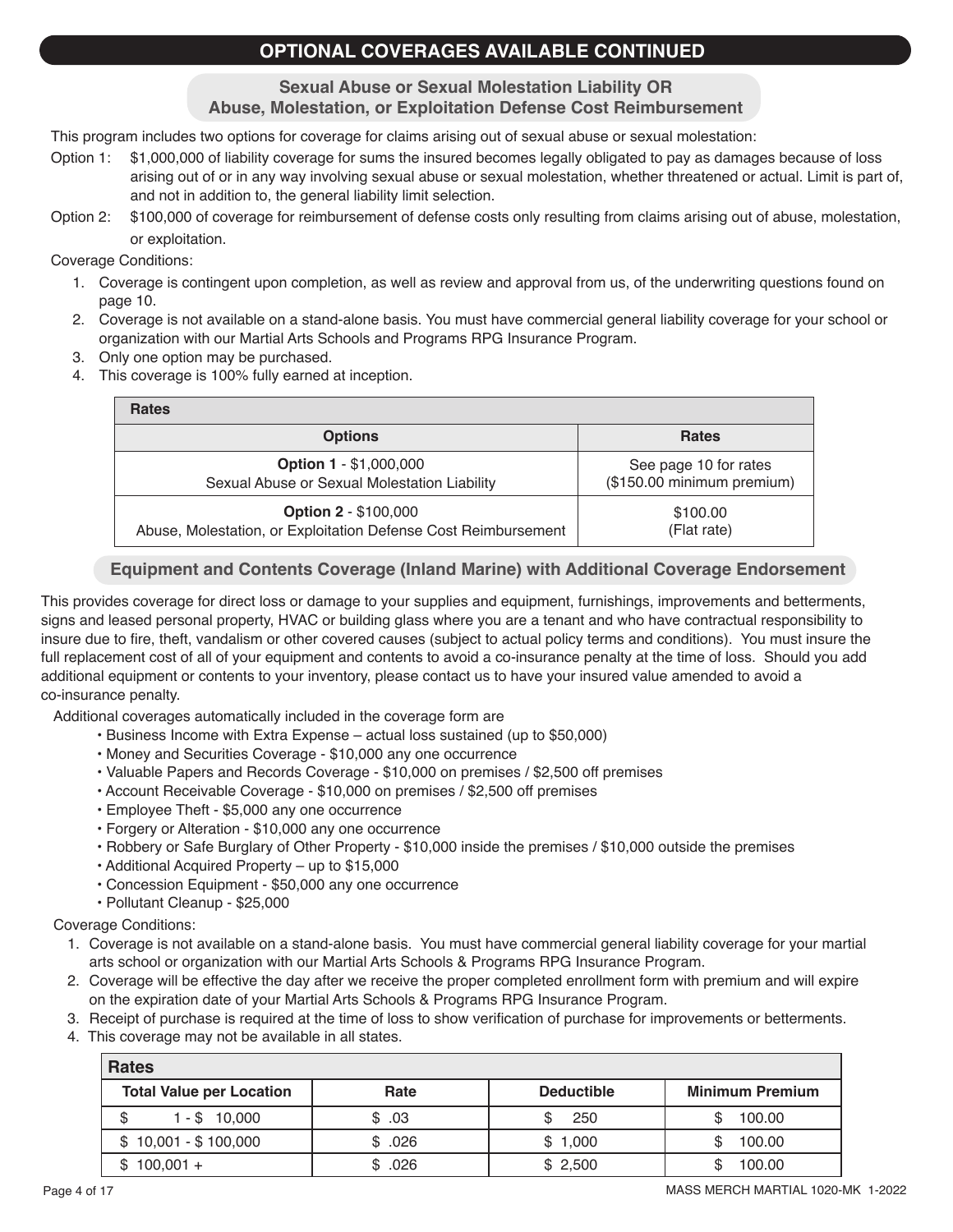# OPTIONAL COVERAGES AVAILABLE CONTINUED

## Sexual Abuse or Sexual Molestation Liability OR Abuse, Molestation, or Exploitation Defense Cost Reimbursement

This program includes two options for coverage for claims arising out of sexual abuse or sexual molestation:

Option 1: $1,000,000 of liability coverage for sums the insured becomes legally obligated to pay as damages because of loss arising out of or in any way involving sexual abuse or sexual molestation, whether threatened or actual. Limit is part of, and not in addition to, the general liability limit selection.

Option 2: $100,000 of coverage for reimbursement of defense costs only resulting from claims arising out of abuse, molestation, or exploitation.

Coverage Conditions:

1. Coverage is contingent upon completion, as well as review and approval from us, of the underwriting questions found on page 10.
2. Coverage is not available on a stand-alone basis. You must have commercial general liability coverage for your school or organization with our Martial Arts Schools and Programs RPG Insurance Program.
3. Only one option may be purchased.
4. This coverage is 100% fully earned at inception.

| Rates | |
|---|---|
| **Options** | **Rates** |
| **Option 1** - $1,000,000<br>Sexual Abuse or Sexual Molestation Liability | See page 10 for rates<br>($150.00 minimum premium) |
| **Option 2** - $100,000<br>Abuse, Molestation, or Exploitation Defense Cost Reimbursement | $100.00<br>(Flat rate) |

## Equipment and Contents Coverage (Inland Marine) with Additional Coverage Endorsement

This provides coverage for direct loss or damage to your supplies and equipment, furnishings, improvements and betterments, signs and leased personal property, HVAC or building glass where you are a tenant and who have contractual responsibility to insure due to fire, theft, vandalism or other covered causes (subject to actual policy terms and conditions). You must insure the full replacement cost of all of your equipment and contents to avoid a co-insurance penalty at the time of loss. Should you add additional equipment or contents to your inventory, please contact us to have your insured value amended to avoid a co-insurance penalty.

Additional coverages automatically included in the coverage form are

- Business Income with Extra Expense – actual loss sustained (up to $50,000)
- Money and Securities Coverage - $10,000 any one occurrence
- Valuable Papers and Records Coverage - $10,000 on premises / $2,500 off premises
- Account Receivable Coverage - $10,000 on premises / $2,500 off premises
- Employee Theft - $5,000 any one occurrence
- Forgery or Alteration - $10,000 any one occurrence
- Robbery or Safe Burglary of Other Property - $10,000 inside the premises / $10,000 outside the premises
- Additional Acquired Property – up to $15,000
- Concession Equipment - $50,000 any one occurrence
- Pollutant Cleanup - $25,000

Coverage Conditions:

1. Coverage is not available on a stand-alone basis. You must have commercial general liability coverage for your martial arts school or organization with our Martial Arts Schools & Programs RPG Insurance Program.
2. Coverage will be effective the day after we receive the proper completed enrollment form with premium and will expire on the expiration date of your Martial Arts Schools & Programs RPG Insurance Program.
3. Receipt of purchase is required at the time of loss to show verification of purchase for improvements or betterments.
4. This coverage may not be available in all states.

| Rates | | | |
|---|---|---|---|
| **Total Value per Location** | **Rate** | **Deductible** | **Minimum Premium** |
| $ 1 - $ 10,000 | $ .03 | $ 250 | $ 100.00 |
| $ 10,001 - $ 100,000 | $ .026 | $ 1,000 | $ 100.00 |
| $ 100,001 + | $ .026 | $ 2,500 | $ 100.00 |

MASS MERCH MARTIAL 1020-MK 1-2022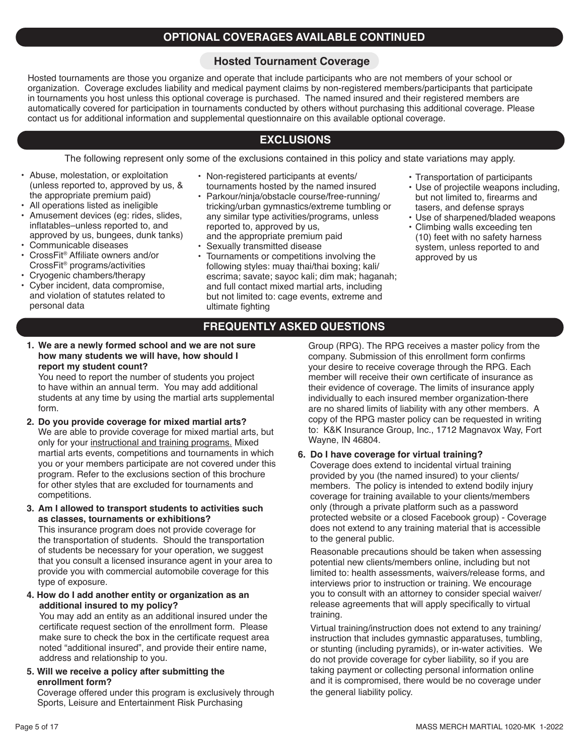## OPTIONAL COVERAGES AVAILABLE CONTINUED

### Hosted Tournament Coverage

Hosted tournaments are those you organize and operate that include participants who are not members of your school or organization. Coverage excludes liability and medical payment claims by non-registered members/participants that participate in tournaments you host unless this optional coverage is purchased. The named insured and their registered members are automatically covered for participation in tournaments conducted by others without purchasing this additional coverage. Please contact us for additional information and supplemental questionnaire on this available optional coverage.

## EXCLUSIONS

The following represent only some of the exclusions contained in this policy and state variations may apply.

- Abuse, molestation, or exploitation (unless reported to, approved by us, & the appropriate premium paid)
- All operations listed as ineligible
- Amusement devices (eg: rides, slides, inflatables–unless reported to, and approved by us, bungees, dunk tanks)
- Communicable diseases
- CrossFit® Affiliate owners and/or CrossFit® programs/activities
- Cryogenic chambers/therapy
- Cyber incident, data compromise, and violation of statutes related to personal data
- Non-registered participants at events/ tournaments hosted by the named insured
- Parkour/ninja/obstacle course/free-running/ tricking/urban gymnastics/extreme tumbling or any similar type activities/programs, unless reported to, approved by us, and the appropriate premium paid
- Sexually transmitted disease
- Tournaments or competitions involving the following styles: muay thai/thai boxing; kali/ escrima; savate; sayoc kali; dim mak; haganah; and full contact mixed martial arts, including but not limited to: cage events, extreme and ultimate fighting
- Transportation of participants
- Use of projectile weapons including, but not limited to, firearms and tasers, and defense sprays
- Use of sharpened/bladed weapons
- Climbing walls exceeding ten (10) feet with no safety harness system, unless reported to and approved by us

## FREQUENTLY ASKED QUESTIONS

**1. We are a newly formed school and we are not sure how many students we will have, how should I report my student count?**

You need to report the number of students you project to have within an annual term. You may add additional students at any time by using the martial arts supplemental form.

**2. Do you provide coverage for mixed martial arts?**

We are able to provide coverage for mixed martial arts, but only for your instructional and training programs. Mixed martial arts events, competitions and tournaments in which you or your members participate are not covered under this program. Refer to the exclusions section of this brochure for other styles that are excluded for tournaments and competitions.

**3. Am I allowed to transport students to activities such as classes, tournaments or exhibitions?**

This insurance program does not provide coverage for the transportation of students. Should the transportation of students be necessary for your operation, we suggest that you consult a licensed insurance agent in your area to provide you with commercial automobile coverage for this type of exposure.

**4. How do I add another entity or organization as an additional insured to my policy?**

You may add an entity as an additional insured under the certificate request section of the enrollment form. Please make sure to check the box in the certificate request area noted "additional insured", and provide their entire name, address and relationship to you.

**5. Will we receive a policy after submitting the enrollment form?**

Coverage offered under this program is exclusively through Sports, Leisure and Entertainment Risk Purchasing Group (RPG). The RPG receives a master policy from the company. Submission of this enrollment form confirms your desire to receive coverage through the RPG. Each member will receive their own certificate of insurance as their evidence of coverage. The limits of insurance apply individually to each insured member organization-there are no shared limits of liability with any other members. A copy of the RPG master policy can be requested in writing to: K&K Insurance Group, Inc., 1712 Magnavox Way, Fort Wayne, IN 46804.

**6. Do I have coverage for virtual training?**

Coverage does extend to incidental virtual training provided by you (the named insured) to your clients/ members. The policy is intended to extend bodily injury coverage for training available to your clients/members only (through a private platform such as a password protected website or a closed Facebook group) - Coverage does not extend to any training material that is accessible to the general public.

Reasonable precautions should be taken when assessing potential new clients/members online, including but not limited to: health assessments, waivers/release forms, and interviews prior to instruction or training. We encourage you to consult with an attorney to consider special waiver/ release agreements that will apply specifically to virtual training.

Virtual training/instruction does not extend to any training/ instruction that includes gymnastic apparatuses, tumbling, or stunting (including pyramids), or in-water activities. We do not provide coverage for cyber liability, so if you are taking payment or collecting personal information online and it is compromised, there would be no coverage under the general liability policy.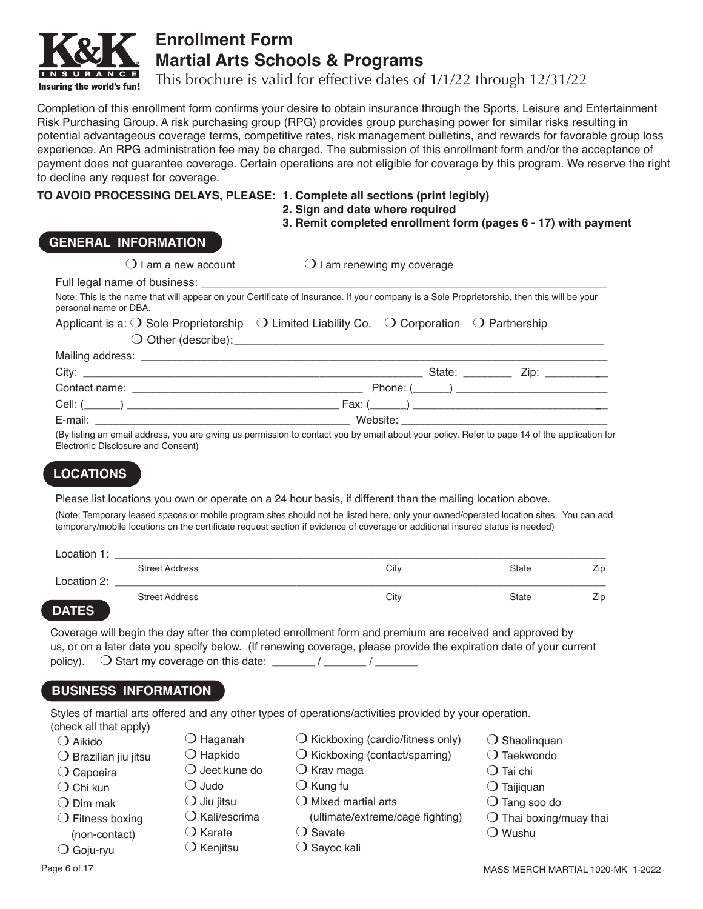# Enrollment Form
## Martial Arts Schools & Programs

This brochure is valid for effective dates of 1/1/22 through 12/31/22

Completion of this enrollment form confirms your desire to obtain insurance through the Sports, Leisure and Entertainment Risk Purchasing Group. A risk purchasing group (RPG) provides group purchasing power for similar risks resulting in potential advantageous coverage terms, competitive rates, risk management bulletins, and rewards for favorable group loss experience. An RPG administration fee may be charged. The submission of this enrollment form and/or the acceptance of payment does not guarantee coverage. Certain operations are not eligible for coverage by this program. We reserve the right to decline any request for coverage.

**TO AVOID PROCESSING DELAYS, PLEASE:**
**1. Complete all sections (print legibly)**
**2. Sign and date where required**
**3. Remit completed enrollment form (pages 6 - 17) with payment**

## GENERAL INFORMATION

❍ I am a new account ❍ I am renewing my coverage

Full legal name of business: ___________________________________________

Note: This is the name that will appear on your Certificate of Insurance. If your company is a Sole Proprietorship, then this will be your personal name or DBA.

Applicant is a: ❍ Sole Proprietorship ❍ Limited Liability Co. ❍ Corporation ❍ Partnership
❍ Other (describe):___________________________________________

Mailing address: ___________________________________________

City: ______________________________ State: ________ Zip: __________

Contact name: ______________________________ Phone: (______) ____________________

Cell: (______) ______________________________ Fax: (______) ____________________

E-mail: ______________________________ Website: ____________________

(By listing an email address, you are giving us permission to contact you by email about your policy. Refer to page 14 of the application for Electronic Disclosure and Consent)

## LOCATIONS

Please list locations you own or operate on a 24 hour basis, if different than the mailing location above.

(Note: Temporary leased spaces or mobile program sites should not be listed here, only your owned/operated location sites. You can add temporary/mobile locations on the certificate request section if evidence of coverage or additional insured status is needed)

Location 1: ___________________________________________
Street Address City State Zip

Location 2: ___________________________________________
Street Address City State Zip

## DATES

Coverage will begin the day after the completed enrollment form and premium are received and approved by us, or on a later date you specify below. (If renewing coverage, please provide the expiration date of your current policy). ❍ Start my coverage on this date: _______ / _______ / _______

## BUSINESS INFORMATION

Styles of martial arts offered and any other types of operations/activities provided by your operation. (check all that apply)

- ❍ Aikido
- ❍ Brazilian jiu jitsu
- ❍ Capoeira
- ❍ Chi kun
- ❍ Dim mak
- ❍ Fitness boxing (non-contact)
- ❍ Goju-ryu
- ❍ Haganah
- ❍ Hapkido
- ❍ Jeet kune do
- ❍ Judo
- ❍ Jiu jitsu
- ❍ Kali/escrima
- ❍ Karate
- ❍ Kenjitsu
- ❍ Kickboxing (cardio/fitness only)
- ❍ Kickboxing (contact/sparring)
- ❍ Krav maga
- ❍ Kung fu
- ❍ Mixed martial arts (ultimate/extreme/cage fighting)
- ❍ Savate
- ❍ Sayoc kali
- ❍ Shaolinquan
- ❍ Taekwondo
- ❍ Tai chi
- ❍ Taijiquan
- ❍ Tang soo do
- ❍ Thai boxing/muay thai
- ❍ Wushu

MASS MERCH MARTIAL 1020-MK 1-2022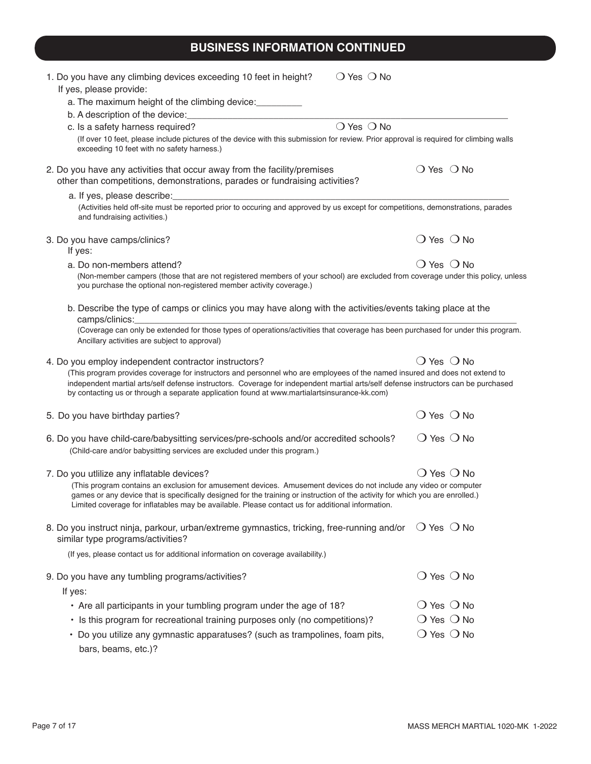## BUSINESS INFORMATION CONTINUED

1. Do you have any climbing devices exceeding 10 feet in height? ❍ Yes ❍ No

   If yes, please provide:

   a. The maximum height of the climbing device:_________

   b. A description of the device:_______________________________________________

   c. Is a safety harness required? ❍ Yes ❍ No

   (If over 10 feet, please include pictures of the device with this submission for review. Prior approval is required for climbing walls exceeding 10 feet with no safety harness.)

2. Do you have any activities that occur away from the facility/premises other than competitions, demonstrations, parades or fundraising activities? ❍ Yes ❍ No

   a. If yes, please describe:_______________________________________________

   (Activities held off-site must be reported prior to occuring and approved by us except for competitions, demonstrations, parades and fundraising activities.)

3. Do you have camps/clinics? ❍ Yes ❍ No

   If yes:

   a. Do non-members attend? ❍ Yes ❍ No

   (Non-member campers (those that are not registered members of your school) are excluded from coverage under this policy, unless you purchase the optional non-registered member activity coverage.)

   b. Describe the type of camps or clinics you may have along with the activities/events taking place at the camps/clinics:_______________________________________________

   (Coverage can only be extended for those types of operations/activities that coverage has been purchased for under this program. Ancillary activities are subject to approval)

4. Do you employ independent contractor instructors? ❍ Yes ❍ No

   (This program provides coverage for instructors and personnel who are employees of the named insured and does not extend to independent martial arts/self defense instructors. Coverage for independent martial arts/self defense instructors can be purchased by contacting us or through a separate application found at www.martialartsinsurance-kk.com)

5. Do you have birthday parties? ❍ Yes ❍ No

6. Do you have child-care/babysitting services/pre-schools and/or accredited schools? ❍ Yes ❍ No

   (Child-care and/or babysitting services are excluded under this program.)

7. Do you utlilize any inflatable devices? ❍ Yes ❍ No

   (This program contains an exclusion for amusement devices. Amusement devices do not include any video or computer games or any device that is specifically designed for the training or instruction of the activity for which you are enrolled.) Limited coverage for inflatables may be available. Please contact us for additional information.

8. Do you instruct ninja, parkour, urban/extreme gymnastics, tricking, free-running and/or similar type programs/activities? ❍ Yes ❍ No

   (If yes, please contact us for additional information on coverage availability.)

9. Do you have any tumbling programs/activities? ❍ Yes ❍ No

   If yes:

   - Are all participants in your tumbling program under the age of 18? ❍ Yes ❍ No
   - Is this program for recreational training purposes only (no competitions)? ❍ Yes ❍ No
   - Do you utilize any gymnastic apparatuses? (such as trampolines, foam pits, bars, beams, etc.)? ❍ Yes ❍ No

MASS MERCH MARTIAL 1020-MK 1-2022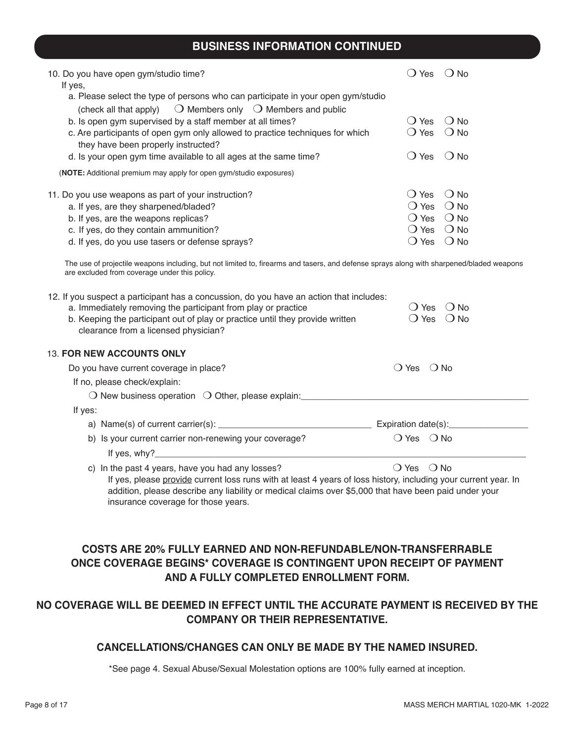## BUSINESS INFORMATION CONTINUED

10. Do you have open gym/studio time? ❍ Yes ❍ No

    If yes,

    a. Please select the type of persons who can participate in your open gym/studio (check all that apply) ❍ Members only ❍ Members and public

    b. Is open gym supervised by a staff member at all times? ❍ Yes ❍ No

    c. Are participants of open gym only allowed to practice techniques for which they have been properly instructed? ❍ Yes ❍ No

    d. Is your open gym time available to all ages at the same time? ❍ Yes ❍ No

    (**NOTE:** Additional premium may apply for open gym/studio exposures)

11. Do you use weapons as part of your instruction? ❍ Yes ❍ No

    a. If yes, are they sharpened/bladed? ❍ Yes ❍ No

    b. If yes, are the weapons replicas? ❍ Yes ❍ No

    c. If yes, do they contain ammunition? ❍ Yes ❍ No

    d. If yes, do you use tasers or defense sprays? ❍ Yes ❍ No

    The use of projectile weapons including, but not limited to, firearms and tasers, and defense sprays along with sharpened/bladed weapons are excluded from coverage under this policy.

12. If you suspect a participant has a concussion, do you have an action that includes:

    a. Immediately removing the participant from play or practice ❍ Yes ❍ No

    b. Keeping the participant out of play or practice until they provide written clearance from a licensed physician? ❍ Yes ❍ No

13. **FOR NEW ACCOUNTS ONLY**

    Do you have current coverage in place? ❍ Yes ❍ No

    If no, please check/explain:

    ❍ New business operation ❍ Other, please explain:______________________________

    If yes:

    a) Name(s) of current carrier(s): ______________________ Expiration date(s):______________

    b) Is your current carrier non-renewing your coverage? ❍ Yes ❍ No

    If yes, why?________________________________________________

    c) In the past 4 years, have you had any losses? ❍ Yes ❍ No

    If yes, please provide current loss runs with at least 4 years of loss history, including your current year. In addition, please describe any liability or medical claims over $5,000 that have been paid under your insurance coverage for those years.

**COSTS ARE 20% FULLY EARNED AND NON-REFUNDABLE/NON-TRANSFERRABLE ONCE COVERAGE BEGINS* COVERAGE IS CONTINGENT UPON RECEIPT OF PAYMENT AND A FULLY COMPLETED ENROLLMENT FORM.**

**NO COVERAGE WILL BE DEEMED IN EFFECT UNTIL THE ACCURATE PAYMENT IS RECEIVED BY THE COMPANY OR THEIR REPRESENTATIVE.**

**CANCELLATIONS/CHANGES CAN ONLY BE MADE BY THE NAMED INSURED.**

*See page 4. Sexual Abuse/Sexual Molestation options are 100% fully earned at inception.

MASS MERCH MARTIAL 1020-MK 1-2022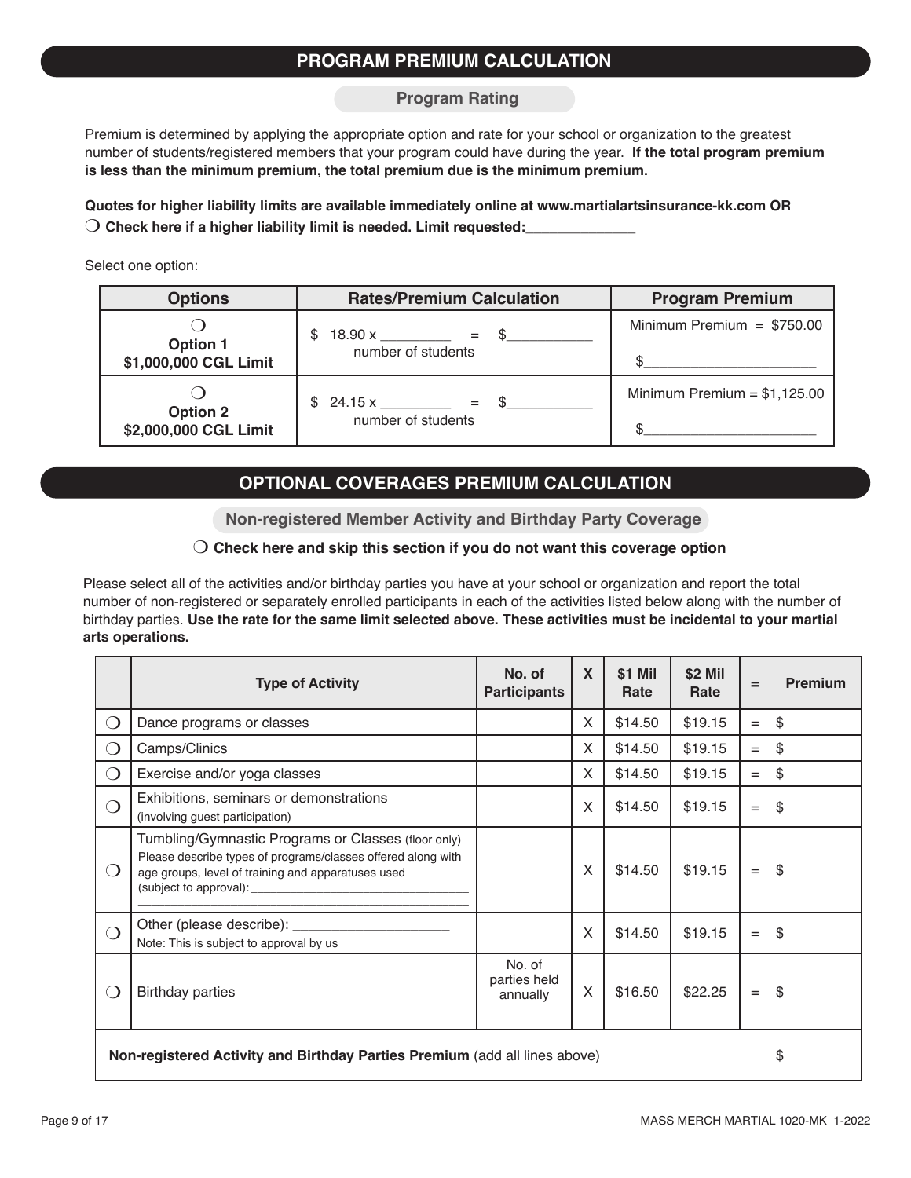## PROGRAM PREMIUM CALCULATION

### Program Rating

Premium is determined by applying the appropriate option and rate for your school or organization to the greatest number of students/registered members that your program could have during the year. **If the total program premium is less than the minimum premium, the total premium due is the minimum premium.**

**Quotes for higher liability limits are available immediately online at www.martialartsinsurance-kk.com OR**

❍ **Check here if a higher liability limit is needed. Limit requested:______________**

Select one option:

| Options | Rates/Premium Calculation | Program Premium |
|---|---|---|
| ❍ **Option 1** **$1,000,000 CGL Limit** | $ 18.90 x _________ = $___________ number of students | Minimum Premium = $750.00 $______________________ |
| ❍ **Option 2** **$2,000,000 CGL Limit** | $ 24.15 x _________ = $___________ number of students | Minimum Premium = $1,125.00 $______________________ |

## OPTIONAL COVERAGES PREMIUM CALCULATION

### Non-registered Member Activity and Birthday Party Coverage

❍ **Check here and skip this section if you do not want this coverage option**

Please select all of the activities and/or birthday parties you have at your school or organization and report the total number of non-registered or separately enrolled participants in each of the activities listed below along with the number of birthday parties. **Use the rate for the same limit selected above. These activities must be incidental to your martial arts operations.**

| | Type of Activity | No. of Participants | X | $1 Mil Rate | $2 Mil Rate | = | Premium |
|---|---|---|---|---|---|---|---|
| ❍ | Dance programs or classes | | X | $14.50 | $19.15 | = | $ |
| ❍ | Camps/Clinics | | X | $14.50 | $19.15 | = | $ |
| ❍ | Exercise and/or yoga classes | | X | $14.50 | $19.15 | = | $ |
| ❍ | Exhibitions, seminars or demonstrations (involving guest participation) | | X | $14.50 | $19.15 | = | $ |
| ❍ | Tumbling/Gymnastic Programs or Classes (floor only) Please describe types of programs/classes offered along with age groups, level of training and apparatuses used (subject to approval):_________________________________ _____________________________________________ | | X | $14.50 | $19.15 | = | $ |
| ❍ | Other (please describe): _____________________ Note: This is subject to approval by us | | X | $14.50 | $19.15 | = | $ |
| ❍ | Birthday parties | No. of parties held annually | X | $16.50 | $22.25 | = | $ |
| **Non-registered Activity and Birthday Parties Premium** (add all lines above) | | | | | | | $ |

MASS MERCH MARTIAL 1020-MK 1-2022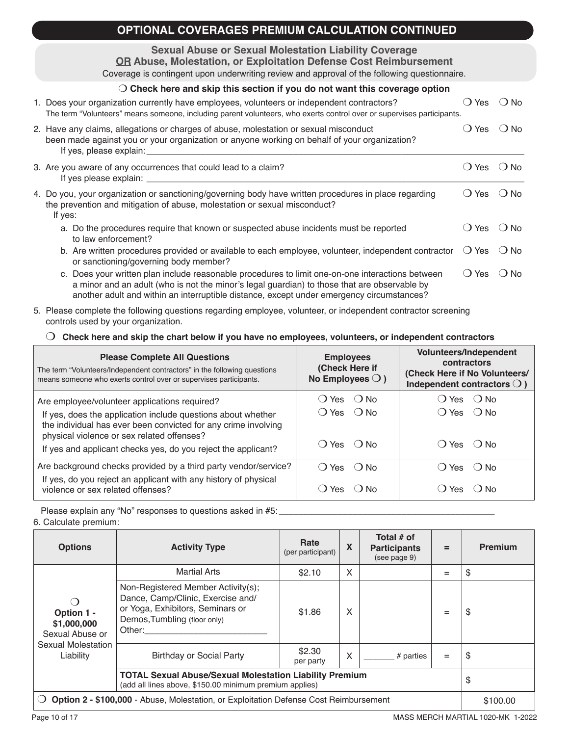## OPTIONAL COVERAGES PREMIUM CALCULATION CONTINUED

### Sexual Abuse or Sexual Molestation Liability Coverage
### OR Abuse, Molestation, or Exploitation Defense Cost Reimbursement

Coverage is contingent upon underwriting review and approval of the following questionnaire.

❍ **Check here and skip this section if you do not want this coverage option**

1. Does your organization currently have employees, volunteers or independent contractors? ❍ Yes ❍ No
   The term "Volunteers" means someone, including parent volunteers, who exerts control over or supervises participants.
2. Have any claims, allegations or charges of abuse, molestation or sexual misconduct been made against you or your organization or anyone working on behalf of your organization? ❍ Yes ❍ No
   If yes, please explain: ____________________
3. Are you aware of any occurrences that could lead to a claim? ❍ Yes ❍ No
   If yes please explain: ____________________
4. Do you, your organization or sanctioning/governing body have written procedures in place regarding the prevention and mitigation of abuse, molestation or sexual misconduct? ❍ Yes ❍ No
   If yes:
   a. Do the procedures require that known or suspected abuse incidents must be reported to law enforcement? ❍ Yes ❍ No
   b. Are written procedures provided or available to each employee, volunteer, independent contractor or sanctioning/governing body member? ❍ Yes ❍ No
   c. Does your written plan include reasonable procedures to limit one-on-one interactions between a minor and an adult (who is not the minor's legal guardian) to those that are observable by another adult and within an interruptible distance, except under emergency circumstances? ❍ Yes ❍ No
5. Please complete the following questions regarding employee, volunteer, or independent contractor screening controls used by your organization.

❍ **Check here and skip the chart below if you have no employees, volunteers, or independent contractors**

| **Please Complete All Questions** The term "Volunteers/Independent contractors" in the following questions means someone who exerts control over or supervises participants. | **Employees (Check Here if No Employees ❍)** | **Volunteers/Independent contractors (Check Here if No Volunteers/ Independent contractors ❍)** |
|---|---|---|
| Are employee/volunteer applications required? | ❍ Yes ❍ No | ❍ Yes ❍ No |
| If yes, does the application include questions about whether the individual has ever been convicted for any crime involving physical violence or sex related offenses? | ❍ Yes ❍ No | ❍ Yes ❍ No |
| If yes and applicant checks yes, do you reject the applicant? | ❍ Yes ❍ No | ❍ Yes ❍ No |
| Are background checks provided by a third party vendor/service? | ❍ Yes ❍ No | ❍ Yes ❍ No |
| If yes, do you reject an applicant with any history of physical violence or sex related offenses? | ❍ Yes ❍ No | ❍ Yes ❍ No |

Please explain any "No" responses to questions asked in #5: ____________________

6. Calculate premium:

| Options | Activity Type | Rate (per participant) | X | Total # of Participants (see page 9) | = | Premium |
|---|---|---|---|---|---|---|
| ❍ **Option 1 - $1,000,000** Sexual Abuse or Sexual Molestation Liability | Martial Arts | $2.10 | X | | = | $ |
| | Non-Registered Member Activity(s); Dance, Camp/Clinic, Exercise and/ or Yoga, Exhibitors, Seminars or Demos, Tumbling (floor only) Other: ____________ | $1.86 | X | | = | $ |
| | Birthday or Social Party | $2.30 per party | X | _______ # parties | = | $ |
| | **TOTAL Sexual Abuse/Sexual Molestation Liability Premium** (add all lines above, $150.00 minimum premium applies) | | | | | $ |
| ❍ **Option 2 - $100,000** - Abuse, Molestation, or Exploitation Defense Cost Reimbursement | | | | | | $100.00 |

MASS MERCH MARTIAL 1020-MK 1-2022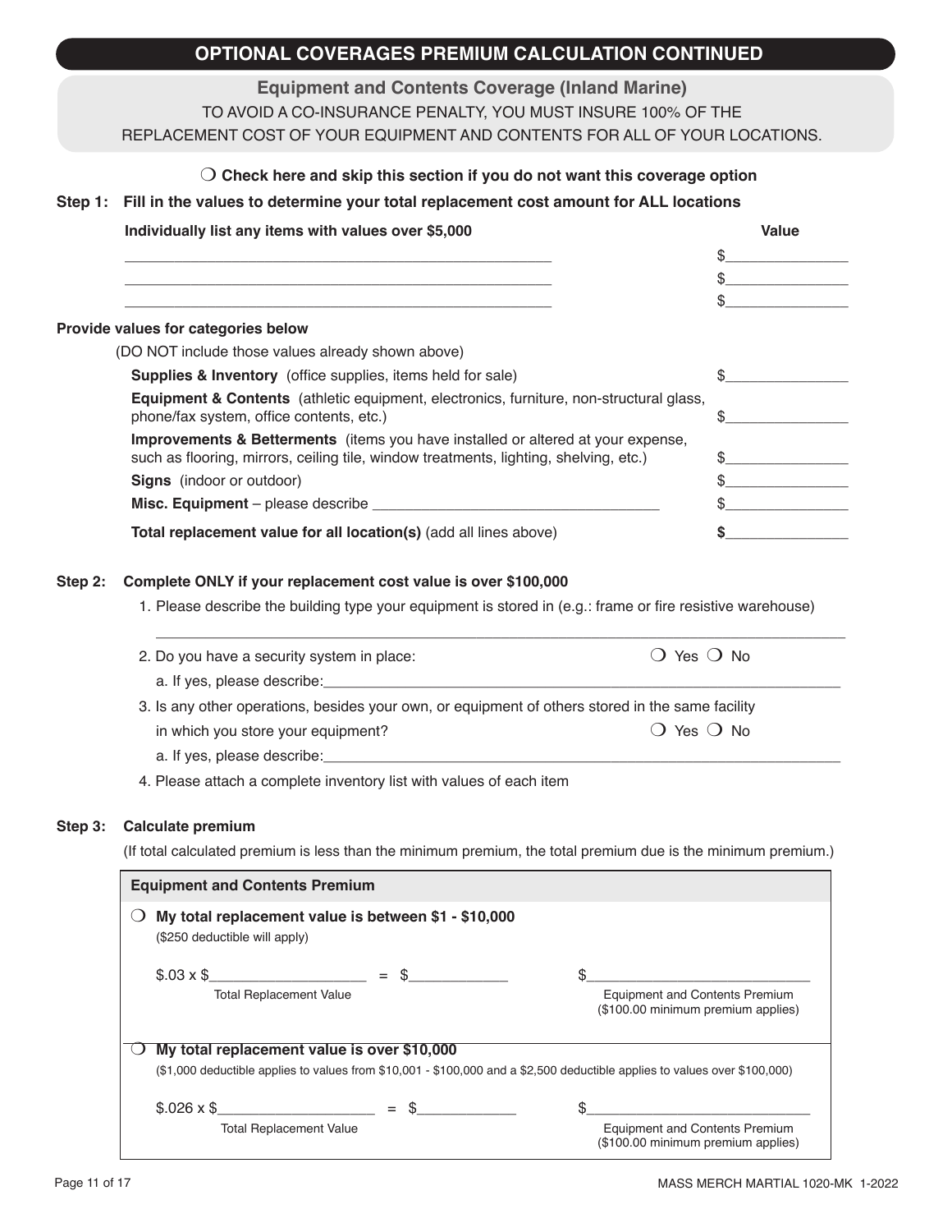## OPTIONAL COVERAGES PREMIUM CALCULATION CONTINUED

### Equipment and Contents Coverage (Inland Marine)

TO AVOID A CO-INSURANCE PENALTY, YOU MUST INSURE 100% OF THE REPLACEMENT COST OF YOUR EQUIPMENT AND CONTENTS FOR ALL OF YOUR LOCATIONS.

❍ **Check here and skip this section if you do not want this coverage option**

**Step 1: Fill in the values to determine your total replacement cost amount for ALL locations**

| **Individually list any items with values over $5,000** | **Value** |
|---|---|
| ________________________________________ | $______________ |
| ________________________________________ | $______________ |
| ________________________________________ | $______________ |

**Provide values for categories below**

(DO NOT include those values already shown above)

| | |
|---|---|
| **Supplies & Inventory** (office supplies, items held for sale) | $______________ |
| **Equipment & Contents** (athletic equipment, electronics, furniture, non-structural glass, phone/fax system, office contents, etc.) | $______________ |
| **Improvements & Betterments** (items you have installed or altered at your expense, such as flooring, mirrors, ceiling tile, window treatments, lighting, shelving, etc.) | $______________ |
| **Signs** (indoor or outdoor) | $______________ |
| **Misc. Equipment** – please describe ______________________________ | $______________ |
| **Total replacement value for all location(s)** (add all lines above) | **$**______________ |

**Step 2: Complete ONLY if your replacement cost value is over $100,000**

1. Please describe the building type your equipment is stored in (e.g.: frame or fire resistive warehouse)
   ______________________________________________________________________
2. Do you have a security system in place: ❍ Yes ❍ No
   a. If yes, please describe:______________________________________________________
3. Is any other operations, besides your own, or equipment of others stored in the same facility in which you store your equipment? ❍ Yes ❍ No
   a. If yes, please describe:______________________________________________________
4. Please attach a complete inventory list with values of each item

**Step 3: Calculate premium**

(If total calculated premium is less than the minimum premium, the total premium due is the minimum premium.)

**Equipment and Contents Premium**

❍ **My total replacement value is between $1 - $10,000**
($250 deductible will apply)

$.03 x $________________ = $__________  $______________________
Total Replacement Value  Equipment and Contents Premium ($100.00 minimum premium applies)

❍ **My total replacement value is over $10,000**
($1,000 deductible applies to values from $10,001 - $100,000 and a $2,500 deductible applies to values over $100,000)

$.026 x $________________ = $__________  $______________________
Total Replacement Value  Equipment and Contents Premium ($100.00 minimum premium applies)

MASS MERCH MARTIAL 1020-MK 1-2022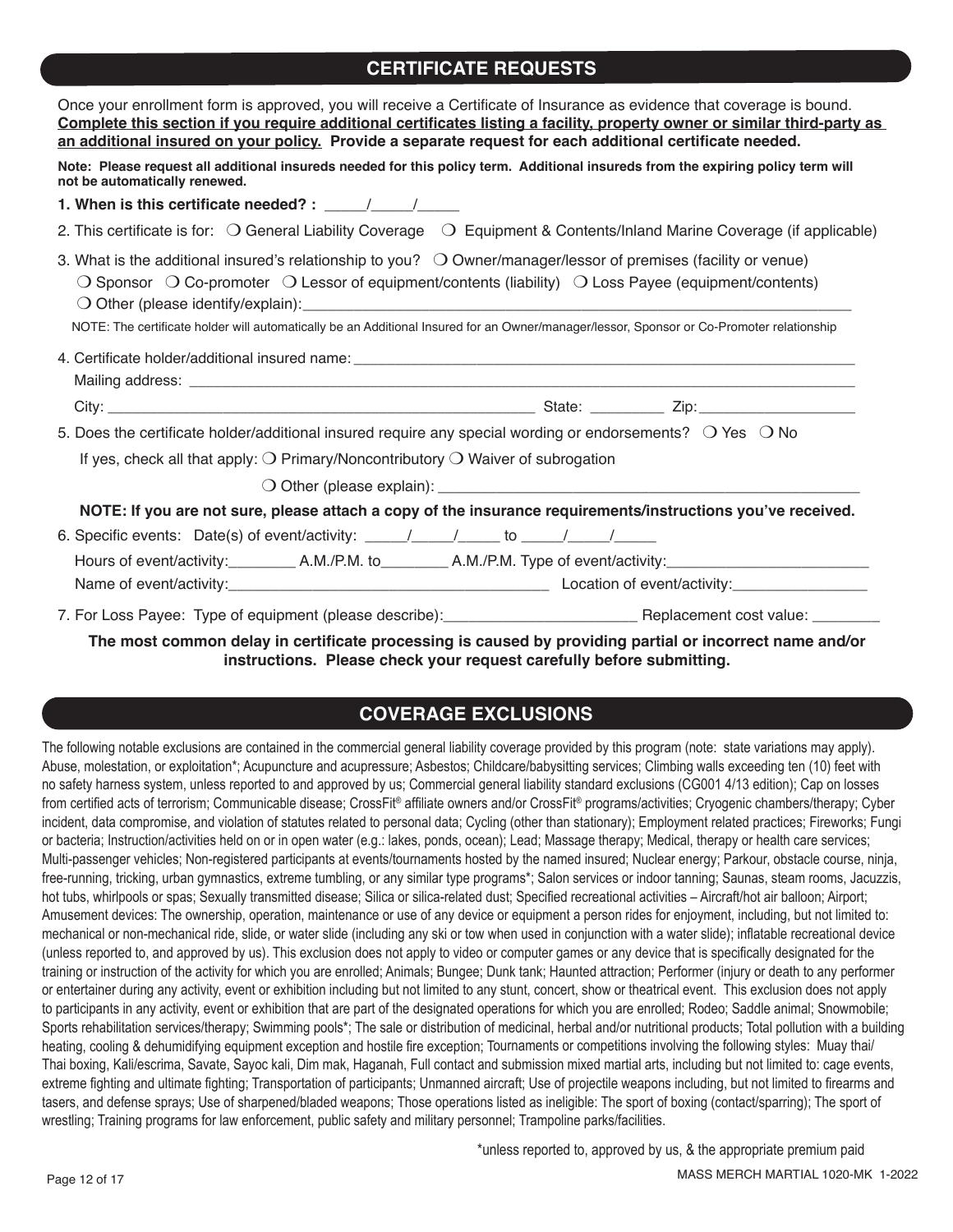## CERTIFICATE REQUESTS

Once your enrollment form is approved, you will receive a Certificate of Insurance as evidence that coverage is bound. **Complete this section if you require additional certificates listing a facility, property owner or similar third-party as an additional insured on your policy. Provide a separate request for each additional certificate needed.**

**Note: Please request all additional insureds needed for this policy term. Additional insureds from the expiring policy term will not be automatically renewed.**

**1. When is this certificate needed? :** _____/_____/_____

2. This certificate is for: ❍ General Liability Coverage ❍ Equipment & Contents/Inland Marine Coverage (if applicable)

3. What is the additional insured's relationship to you? ❍ Owner/manager/lessor of premises (facility or venue)
❍ Sponsor ❍ Co-promoter ❍ Lessor of equipment/contents (liability) ❍ Loss Payee (equipment/contents)
❍ Other (please identify/explain):_______________________________________________

NOTE: The certificate holder will automatically be an Additional Insured for an Owner/manager/lessor, Sponsor or Co-Promoter relationship

4. Certificate holder/additional insured name: _______________________________________________
Mailing address: _______________________________________________
City: _______________________________ State: _________ Zip: ___________________

5. Does the certificate holder/additional insured require any special wording or endorsements? ❍ Yes ❍ No
If yes, check all that apply: ❍ Primary/Noncontributory ❍ Waiver of subrogation
❍ Other (please explain): _______________________________________________

**NOTE: If you are not sure, please attach a copy of the insurance requirements/instructions you've received.**

6. Specific events: Date(s) of event/activity: _____/_____/_____ to _____/_____/_____
Hours of event/activity:________ A.M./P.M. to________ A.M./P.M. Type of event/activity:________________________
Name of event/activity:_______________________________________ Location of event/activity:________________

7. For Loss Payee: Type of equipment (please describe):_______________________ Replacement cost value: ________

**The most common delay in certificate processing is caused by providing partial or incorrect name and/or instructions. Please check your request carefully before submitting.**

## COVERAGE EXCLUSIONS

The following notable exclusions are contained in the commercial general liability coverage provided by this program (note: state variations may apply). Abuse, molestation, or exploitation*; Acupuncture and acupressure; Asbestos; Childcare/babysitting services; Climbing walls exceeding ten (10) feet with no safety harness system, unless reported to and approved by us; Commercial general liability standard exclusions (CG001 4/13 edition); Cap on losses from certified acts of terrorism; Communicable disease; CrossFit® affiliate owners and/or CrossFit® programs/activities; Cryogenic chambers/therapy; Cyber incident, data compromise, and violation of statutes related to personal data; Cycling (other than stationary); Employment related practices; Fireworks; Fungi or bacteria; Instruction/activities held on or in open water (e.g.: lakes, ponds, ocean); Lead; Massage therapy; Medical, therapy or health care services; Multi-passenger vehicles; Non-registered participants at events/tournaments hosted by the named insured; Nuclear energy; Parkour, obstacle course, ninja, free-running, tricking, urban gymnastics, extreme tumbling, or any similar type programs*; Salon services or indoor tanning; Saunas, steam rooms, Jacuzzis, hot tubs, whirlpools or spas; Sexually transmitted disease; Silica or silica-related dust; Specified recreational activities – Aircraft/hot air balloon; Airport; Amusement devices: The ownership, operation, maintenance or use of any device or equipment a person rides for enjoyment, including, but not limited to: mechanical or non-mechanical ride, slide, or water slide (including any ski or tow when used in conjunction with a water slide); inflatable recreational device (unless reported to, and approved by us). This exclusion does not apply to video or computer games or any device that is specifically designated for the training or instruction of the activity for which you are enrolled; Animals; Bungee; Dunk tank; Haunted attraction; Performer (injury or death to any performer or entertainer during any activity, event or exhibition including but not limited to any stunt, concert, show or theatrical event. This exclusion does not apply to participants in any activity, event or exhibition that are part of the designated operations for which you are enrolled; Rodeo; Saddle animal; Snowmobile; Sports rehabilitation services/therapy; Swimming pools*; The sale or distribution of medicinal, herbal and/or nutritional products; Total pollution with a building heating, cooling & dehumidifying equipment exception and hostile fire exception; Tournaments or competitions involving the following styles: Muay thai/ Thai boxing, Kali/escrima, Savate, Sayoc kali, Dim mak, Haganah, Full contact and submission mixed martial arts, including but not limited to: cage events, extreme fighting and ultimate fighting; Transportation of participants; Unmanned aircraft; Use of projectile weapons including, but not limited to firearms and tasers, and defense sprays; Use of sharpened/bladed weapons; Those operations listed as ineligible: The sport of boxing (contact/sparring); The sport of wrestling; Training programs for law enforcement, public safety and military personnel; Trampoline parks/facilities.

*unless reported to, approved by us, & the appropriate premium paid

MASS MERCH MARTIAL 1020-MK 1-2022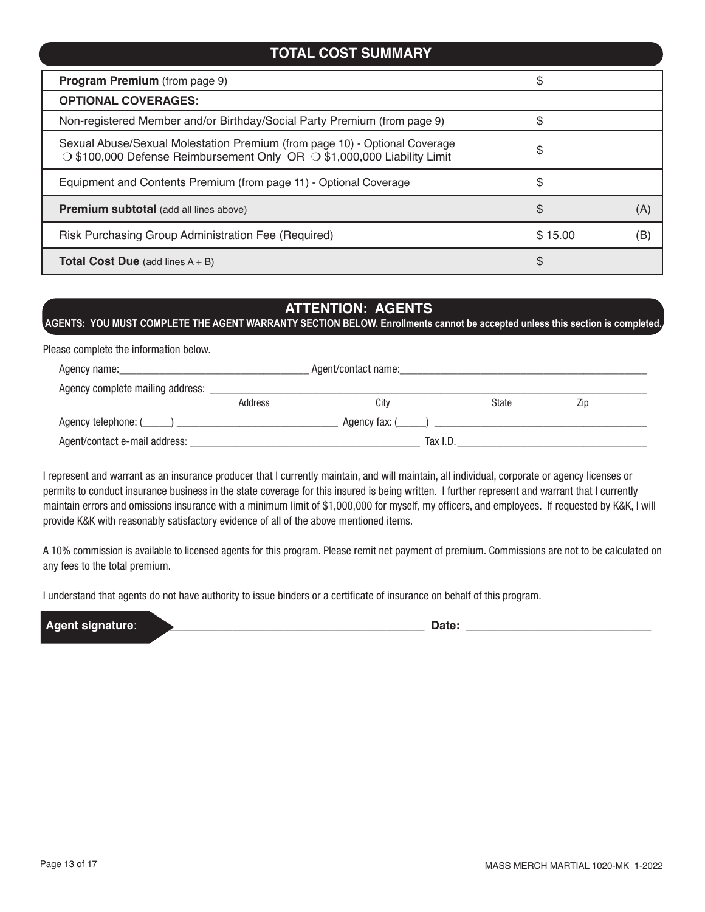## TOTAL COST SUMMARY

| | | |
|---|---|---|
| **Program Premium** (from page 9) | $ | |
| **OPTIONAL COVERAGES:** | | |
| Non-registered Member and/or Birthday/Social Party Premium (from page 9) | $ | |
| Sexual Abuse/Sexual Molestation Premium (from page 10) - Optional Coverage ❍ $100,000 Defense Reimbursement Only OR ❍ $1,000,000 Liability Limit | $ | |
| Equipment and Contents Premium (from page 11) - Optional Coverage | $ | |
| **Premium subtotal** (add all lines above) | $ | (A) |
| Risk Purchasing Group Administration Fee (Required) | $ 15.00 | (B) |
| **Total Cost Due** (add lines A + B) | $ | |

## ATTENTION: AGENTS

**AGENTS: YOU MUST COMPLETE THE AGENT WARRANTY SECTION BELOW. Enrollments cannot be accepted unless this section is completed.**

Please complete the information below.

Agency name:__________________________ Agent/contact name:__________________________

Agency complete mailing address: ______________________________________________
Address City State Zip

Agency telephone: (_____) __________________ Agency fax: (_____) __________________

Agent/contact e-mail address: __________________________ Tax I.D. __________________

I represent and warrant as an insurance producer that I currently maintain, and will maintain, all individual, corporate or agency licenses or permits to conduct insurance business in the state coverage for this insured is being written. I further represent and warrant that I currently maintain errors and omissions insurance with a minimum limit of $1,000,000 for myself, my officers, and employees. If requested by K&K, I will provide K&K with reasonably satisfactory evidence of all of the above mentioned items.

A 10% commission is available to licensed agents for this program. Please remit net payment of premium. Commissions are not to be calculated on any fees to the total premium.

I understand that agents do not have authority to issue binders or a certificate of insurance on behalf of this program.

**Agent signature**: __________________________ **Date:** __________________

MASS MERCH MARTIAL 1020-MK 1-2022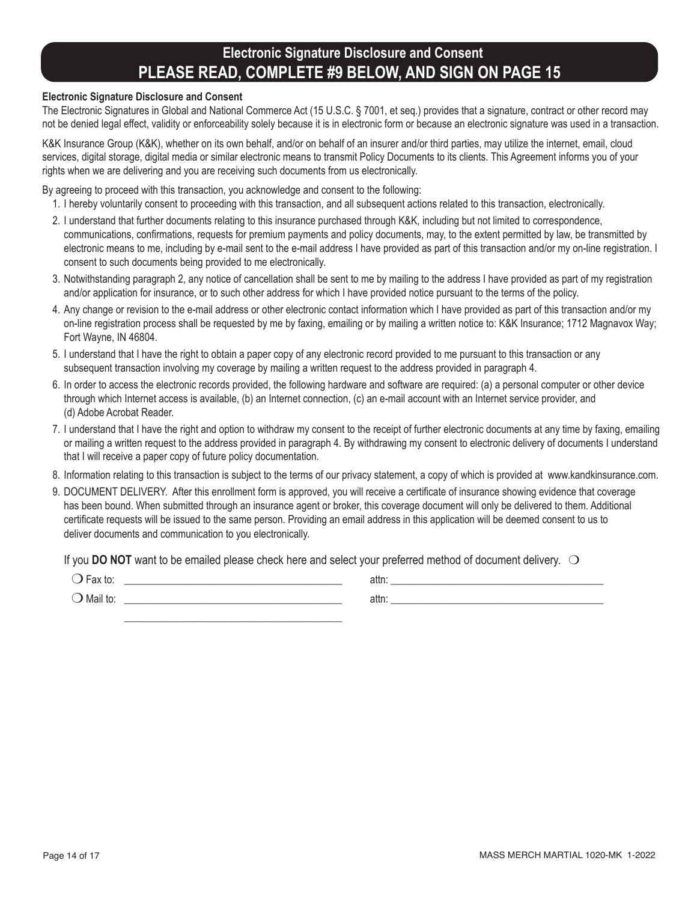# Electronic Signature Disclosure and Consent
## PLEASE READ, COMPLETE #9 BELOW, AND SIGN ON PAGE 15

**Electronic Signature Disclosure and Consent**

The Electronic Signatures in Global and National Commerce Act (15 U.S.C. § 7001, et seq.) provides that a signature, contract or other record may not be denied legal effect, validity or enforceability solely because it is in electronic form or because an electronic signature was used in a transaction.

K&K Insurance Group (K&K), whether on its own behalf, and/or on behalf of an insurer and/or third parties, may utilize the internet, email, cloud services, digital storage, digital media or similar electronic means to transmit Policy Documents to its clients. This Agreement informs you of your rights when we are delivering and you are receiving such documents from us electronically.

By agreeing to proceed with this transaction, you acknowledge and consent to the following:

1. I hereby voluntarily consent to proceeding with this transaction, and all subsequent actions related to this transaction, electronically.
2. I understand that further documents relating to this insurance purchased through K&K, including but not limited to correspondence, communications, confirmations, requests for premium payments and policy documents, may, to the extent permitted by law, be transmitted by electronic means to me, including by e-mail sent to the e-mail address I have provided as part of this transaction and/or my on-line registration. I consent to such documents being provided to me electronically.
3. Notwithstanding paragraph 2, any notice of cancellation shall be sent to me by mailing to the address I have provided as part of my registration and/or application for insurance, or to such other address for which I have provided notice pursuant to the terms of the policy.
4. Any change or revision to the e-mail address or other electronic contact information which I have provided as part of this transaction and/or my on-line registration process shall be requested by me by faxing, emailing or by mailing a written notice to: K&K Insurance; 1712 Magnavox Way; Fort Wayne, IN 46804.
5. I understand that I have the right to obtain a paper copy of any electronic record provided to me pursuant to this transaction or any subsequent transaction involving my coverage by mailing a written request to the address provided in paragraph 4.
6. In order to access the electronic records provided, the following hardware and software are required: (a) a personal computer or other device through which Internet access is available, (b) an Internet connection, (c) an e-mail account with an Internet service provider, and (d) Adobe Acrobat Reader.
7. I understand that I have the right and option to withdraw my consent to the receipt of further electronic documents at any time by faxing, emailing or mailing a written request to the address provided in paragraph 4. By withdrawing my consent to electronic delivery of documents I understand that I will receive a paper copy of future policy documentation.
8. Information relating to this transaction is subject to the terms of our privacy statement, a copy of which is provided at www.kandkinsurance.com.
9. DOCUMENT DELIVERY. After this enrollment form is approved, you will receive a certificate of insurance showing evidence that coverage has been bound. When submitted through an insurance agent or broker, this coverage document will only be delivered to them. Additional certificate requests will be issued to the same person. Providing an email address in this application will be deemed consent to us to deliver documents and communication to you electronically.

If you **DO NOT** want to be emailed please check here and select your preferred method of document delivery. ❍

❍ Fax to: ________________________________________ attn: ________________________________________

❍ Mail to: ________________________________________ attn: ________________________________________

________________________________________

MASS MERCH MARTIAL 1020-MK 1-2022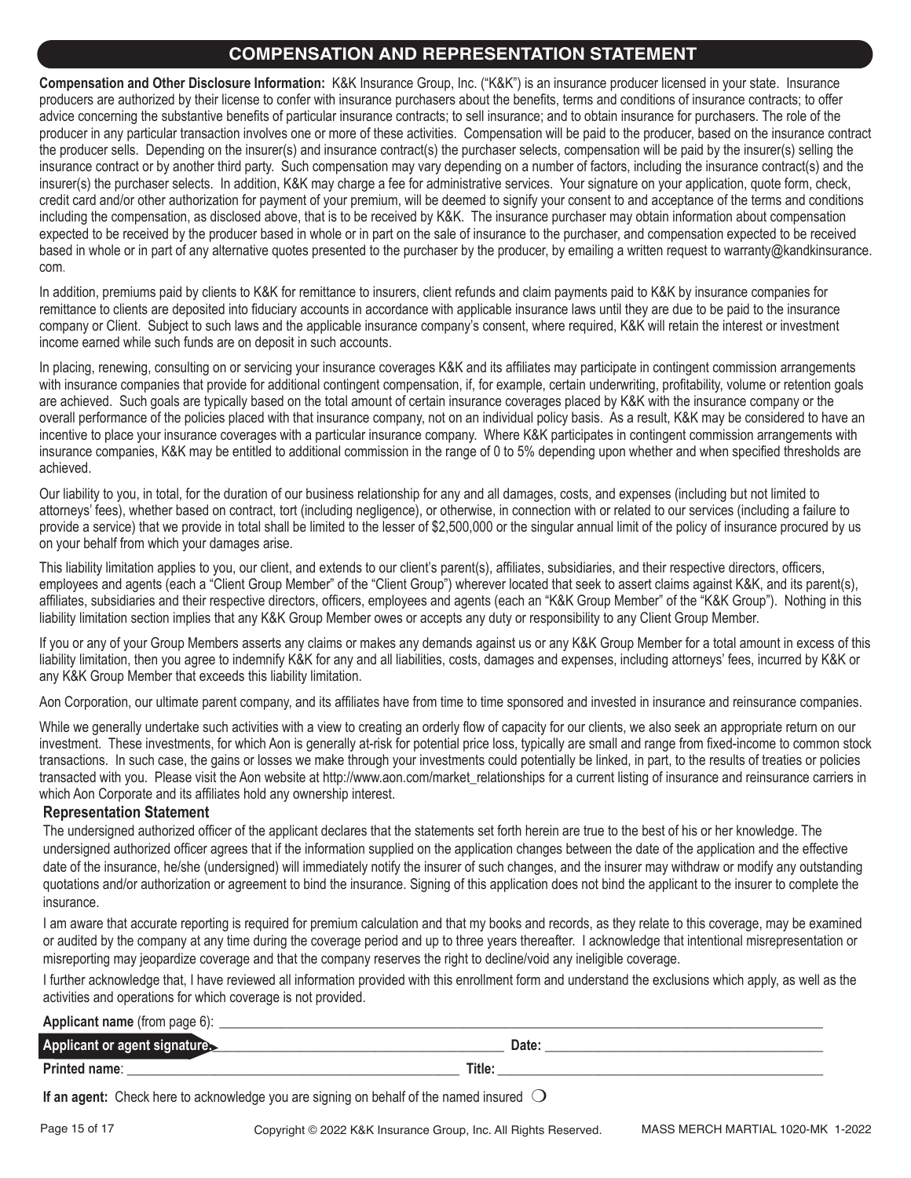## COMPENSATION AND REPRESENTATION STATEMENT

**Compensation and Other Disclosure Information:** K&K Insurance Group, Inc. ("K&K") is an insurance producer licensed in your state. Insurance producers are authorized by their license to confer with insurance purchasers about the benefits, terms and conditions of insurance contracts; to offer advice concerning the substantive benefits of particular insurance contracts; to sell insurance; and to obtain insurance for purchasers. The role of the producer in any particular transaction involves one or more of these activities. Compensation will be paid to the producer, based on the insurance contract the producer sells. Depending on the insurer(s) and insurance contract(s) the purchaser selects, compensation will be paid by the insurer(s) selling the insurance contract or by another third party. Such compensation may vary depending on a number of factors, including the insurance contract(s) and the insurer(s) the purchaser selects. In addition, K&K may charge a fee for administrative services. Your signature on your application, quote form, check, credit card and/or other authorization for payment of your premium, will be deemed to signify your consent to and acceptance of the terms and conditions including the compensation, as disclosed above, that is to be received by K&K. The insurance purchaser may obtain information about compensation expected to be received by the producer based in whole or in part on the sale of insurance to the purchaser, and compensation expected to be received based in whole or in part of any alternative quotes presented to the purchaser by the producer, by emailing a written request to warranty@kandkinsurance.com.

In addition, premiums paid by clients to K&K for remittance to insurers, client refunds and claim payments paid to K&K by insurance companies for remittance to clients are deposited into fiduciary accounts in accordance with applicable insurance laws until they are due to be paid to the insurance company or Client. Subject to such laws and the applicable insurance company's consent, where required, K&K will retain the interest or investment income earned while such funds are on deposit in such accounts.

In placing, renewing, consulting on or servicing your insurance coverages K&K and its affiliates may participate in contingent commission arrangements with insurance companies that provide for additional contingent compensation, if, for example, certain underwriting, profitability, volume or retention goals are achieved. Such goals are typically based on the total amount of certain insurance coverages placed by K&K with the insurance company or the overall performance of the policies placed with that insurance company, not on an individual policy basis. As a result, K&K may be considered to have an incentive to place your insurance coverages with a particular insurance company. Where K&K participates in contingent commission arrangements with insurance companies, K&K may be entitled to additional commission in the range of 0 to 5% depending upon whether and when specified thresholds are achieved.

Our liability to you, in total, for the duration of our business relationship for any and all damages, costs, and expenses (including but not limited to attorneys' fees), whether based on contract, tort (including negligence), or otherwise, in connection with or related to our services (including a failure to provide a service) that we provide in total shall be limited to the lesser of $2,500,000 or the singular annual limit of the policy of insurance procured by us on your behalf from which your damages arise.

This liability limitation applies to you, our client, and extends to our client's parent(s), affiliates, subsidiaries, and their respective directors, officers, employees and agents (each a "Client Group Member" of the "Client Group") wherever located that seek to assert claims against K&K, and its parent(s), affiliates, subsidiaries and their respective directors, officers, employees and agents (each an "K&K Group Member" of the "K&K Group"). Nothing in this liability limitation section implies that any K&K Group Member owes or accepts any duty or responsibility to any Client Group Member.

If you or any of your Group Members asserts any claims or makes any demands against us or any K&K Group Member for a total amount in excess of this liability limitation, then you agree to indemnify K&K for any and all liabilities, costs, damages and expenses, including attorneys' fees, incurred by K&K or any K&K Group Member that exceeds this liability limitation.

Aon Corporation, our ultimate parent company, and its affiliates have from time to time sponsored and invested in insurance and reinsurance companies.

While we generally undertake such activities with a view to creating an orderly flow of capacity for our clients, we also seek an appropriate return on our investment. These investments, for which Aon is generally at-risk for potential price loss, typically are small and range from fixed-income to common stock transactions. In such case, the gains or losses we make through your investments could potentially be linked, in part, to the results of treaties or policies transacted with you. Please visit the Aon website at http://www.aon.com/market_relationships for a current listing of insurance and reinsurance carriers in which Aon Corporate and its affiliates hold any ownership interest.

### Representation Statement

The undersigned authorized officer of the applicant declares that the statements set forth herein are true to the best of his or her knowledge. The undersigned authorized officer agrees that if the information supplied on the application changes between the date of the application and the effective date of the insurance, he/she (undersigned) will immediately notify the insurer of such changes, and the insurer may withdraw or modify any outstanding quotations and/or authorization or agreement to bind the insurance. Signing of this application does not bind the applicant to the insurer to complete the insurance.

I am aware that accurate reporting is required for premium calculation and that my books and records, as they relate to this coverage, may be examined or audited by the company at any time during the coverage period and up to three years thereafter. I acknowledge that intentional misrepresentation or misreporting may jeopardize coverage and that the company reserves the right to decline/void any ineligible coverage.

I further acknowledge that, I have reviewed all information provided with this enrollment form and understand the exclusions which apply, as well as the activities and operations for which coverage is not provided.

**Applicant name** (from page 6): ______________________________________________

**Applicant or agent signature:** ______________________________ **Date:** ______________________

**Printed name**: ______________________________ **Title:** ______________________

**If an agent:** Check here to acknowledge you are signing on behalf of the named insured ❍

Copyright © 2022 K&K Insurance Group, Inc. All Rights Reserved. MASS MERCH MARTIAL 1020-MK 1-2022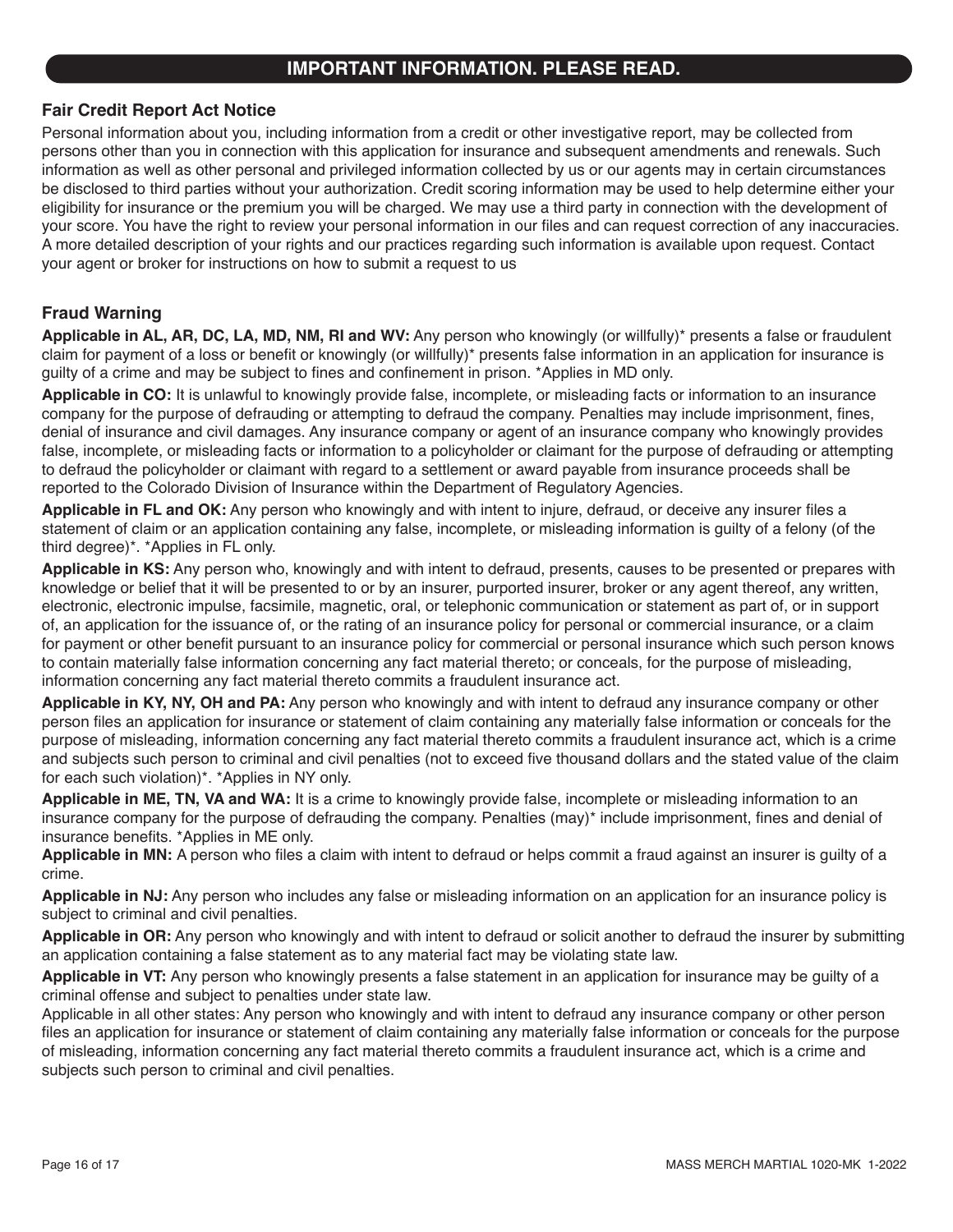## IMPORTANT INFORMATION. PLEASE READ.

### Fair Credit Report Act Notice

Personal information about you, including information from a credit or other investigative report, may be collected from persons other than you in connection with this application for insurance and subsequent amendments and renewals. Such information as well as other personal and privileged information collected by us or our agents may in certain circumstances be disclosed to third parties without your authorization. Credit scoring information may be used to help determine either your eligibility for insurance or the premium you will be charged. We may use a third party in connection with the development of your score. You have the right to review your personal information in our files and can request correction of any inaccuracies. A more detailed description of your rights and our practices regarding such information is available upon request. Contact your agent or broker for instructions on how to submit a request to us

### Fraud Warning

**Applicable in AL, AR, DC, LA, MD, NM, RI and WV:** Any person who knowingly (or willfully)* presents a false or fraudulent claim for payment of a loss or benefit or knowingly (or willfully)* presents false information in an application for insurance is guilty of a crime and may be subject to fines and confinement in prison. *Applies in MD only.

**Applicable in CO:** It is unlawful to knowingly provide false, incomplete, or misleading facts or information to an insurance company for the purpose of defrauding or attempting to defraud the company. Penalties may include imprisonment, fines, denial of insurance and civil damages. Any insurance company or agent of an insurance company who knowingly provides false, incomplete, or misleading facts or information to a policyholder or claimant for the purpose of defrauding or attempting to defraud the policyholder or claimant with regard to a settlement or award payable from insurance proceeds shall be reported to the Colorado Division of Insurance within the Department of Regulatory Agencies.

**Applicable in FL and OK:** Any person who knowingly and with intent to injure, defraud, or deceive any insurer files a statement of claim or an application containing any false, incomplete, or misleading information is guilty of a felony (of the third degree)*. *Applies in FL only.

**Applicable in KS:** Any person who, knowingly and with intent to defraud, presents, causes to be presented or prepares with knowledge or belief that it will be presented to or by an insurer, purported insurer, broker or any agent thereof, any written, electronic, electronic impulse, facsimile, magnetic, oral, or telephonic communication or statement as part of, or in support of, an application for the issuance of, or the rating of an insurance policy for personal or commercial insurance, or a claim for payment or other benefit pursuant to an insurance policy for commercial or personal insurance which such person knows to contain materially false information concerning any fact material thereto; or conceals, for the purpose of misleading, information concerning any fact material thereto commits a fraudulent insurance act.

**Applicable in KY, NY, OH and PA:** Any person who knowingly and with intent to defraud any insurance company or other person files an application for insurance or statement of claim containing any materially false information or conceals for the purpose of misleading, information concerning any fact material thereto commits a fraudulent insurance act, which is a crime and subjects such person to criminal and civil penalties (not to exceed five thousand dollars and the stated value of the claim for each such violation)*. *Applies in NY only.

**Applicable in ME, TN, VA and WA:** It is a crime to knowingly provide false, incomplete or misleading information to an insurance company for the purpose of defrauding the company. Penalties (may)* include imprisonment, fines and denial of insurance benefits. *Applies in ME only.

**Applicable in MN:** A person who files a claim with intent to defraud or helps commit a fraud against an insurer is guilty of a crime.

**Applicable in NJ:** Any person who includes any false or misleading information on an application for an insurance policy is subject to criminal and civil penalties.

**Applicable in OR:** Any person who knowingly and with intent to defraud or solicit another to defraud the insurer by submitting an application containing a false statement as to any material fact may be violating state law.

**Applicable in VT:** Any person who knowingly presents a false statement in an application for insurance may be guilty of a criminal offense and subject to penalties under state law.

Applicable in all other states: Any person who knowingly and with intent to defraud any insurance company or other person files an application for insurance or statement of claim containing any materially false information or conceals for the purpose of misleading, information concerning any fact material thereto commits a fraudulent insurance act, which is a crime and subjects such person to criminal and civil penalties.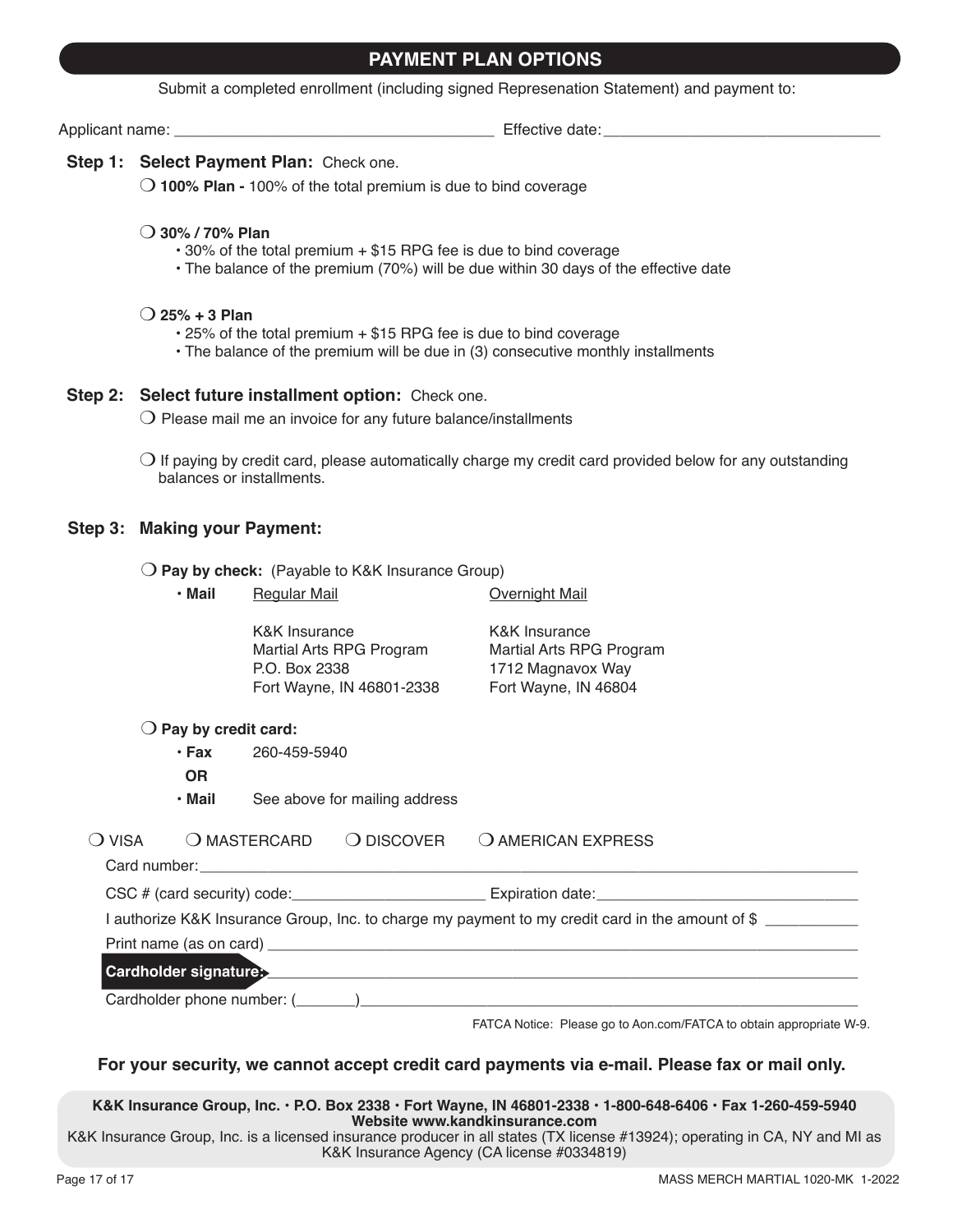# PAYMENT PLAN OPTIONS

Submit a completed enrollment (including signed Represenation Statement) and payment to:

Applicant name: ____________________________________ Effective date: ________________________________

**Step 1: Select Payment Plan:** Check one.

❍ **100% Plan -** 100% of the total premium is due to bind coverage

❍ **30% / 70% Plan**
- 30% of the total premium + $15 RPG fee is due to bind coverage
- The balance of the premium (70%) will be due within 30 days of the effective date

❍ **25% + 3 Plan**
- 25% of the total premium + $15 RPG fee is due to bind coverage
- The balance of the premium will be due in (3) consecutive monthly installments

**Step 2: Select future installment option:** Check one.

❍ Please mail me an invoice for any future balance/installments

❍ If paying by credit card, please automatically charge my credit card provided below for any outstanding balances or installments.

**Step 3: Making your Payment:**

❍ **Pay by check:** (Payable to K&K Insurance Group)

- **Mail**

| Regular Mail | Overnight Mail |
|---|---|
| K&K Insurance<br>Martial Arts RPG Program<br>P.O. Box 2338<br>Fort Wayne, IN 46801-2338 | K&K Insurance<br>Martial Arts RPG Program<br>1712 Magnavox Way<br>Fort Wayne, IN 46804 |

❍ **Pay by credit card:**
- **Fax** 260-459-5940

  **OR**
- **Mail** See above for mailing address

❍ VISA ❍ MASTERCARD ❍ DISCOVER ❍ AMERICAN EXPRESS

Card number: ________________________________________________________________

CSC # (card security) code: ______________________ Expiration date: ______________________________

I authorize K&K Insurance Group, Inc. to charge my payment to my credit card in the amount of $ __________

Print name (as on card) ______________________________________________________________

**Cardholder signature:** ______________________________________________________________

Cardholder phone number: (_______)____________________________________________________

FATCA Notice: Please go to Aon.com/FATCA to obtain appropriate W-9.

**For your security, we cannot accept credit card payments via e-mail. Please fax or mail only.**

**K&K Insurance Group, Inc. • P.O. Box 2338 • Fort Wayne, IN 46801-2338 • 1-800-648-6406 • Fax 1-260-459-5940**
**Website www.kandkinsurance.com**
K&K Insurance Group, Inc. is a licensed insurance producer in all states (TX license #13924); operating in CA, NY and MI as K&K Insurance Agency (CA license #0334819)

MASS MERCH MARTIAL 1020-MK 1-2022